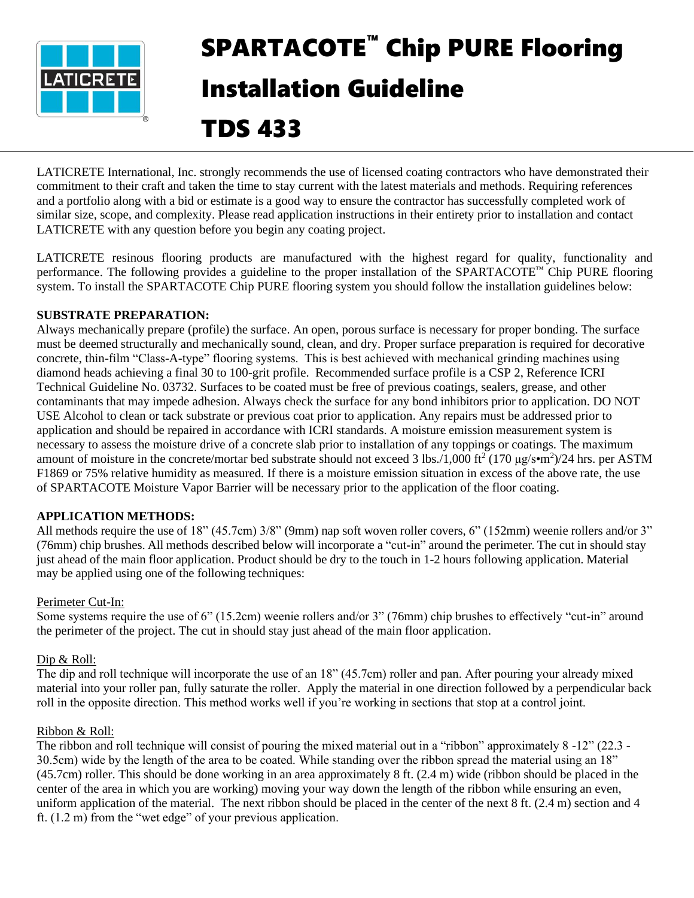# SPARTACOTE™ Chip PURE Flooring Installation Guideline

# TDS 433

LATICRETE International, Inc. strongly recommends the use of licensed coating contractors who have demonstrated their commitment to their craft and taken the time to stay current with the latest materials and methods. Requiring references and a portfolio along with a bid or estimate is a good way to ensure the contractor has successfully completed work of similar size, scope, and complexity. Please read application instructions in their entirety prior to installation and contact LATICRETE with any question before you begin any coating project.

LATICRETE resinous flooring products are manufactured with the highest regard for quality, functionality and performance. The following provides a guideline to the proper installation of the SPARTACOTE™ Chip PURE flooring system. To install the SPARTACOTE Chip PURE flooring system you should follow the installation guidelines below:

**SUBSTRATE PREPARATION:**

Always mechanically prepare (profile) the surface. An open, porous surface is necessary for proper bonding. The surface must be deemed structurally and mechanically sound, clean, and dry. Proper surface preparation is required for decorative concrete, thin-film "Class-A-type" flooring systems. This is best achieved with mechanical grinding machines using diamond heads achieving a final 30 to 100-grit profile. Recommended surface profile is a CSP 2, Reference ICRI Technical Guideline No. 03732. Surfaces to be coated must be free of previous coatings, sealers, grease, and other contaminants that may impede adhesion. Always check the surface for any bond inhibitors prior to application. DO NOT USE Alcohol to clean or tack substrate or previous coat prior to application. Any repairs must be addressed prior to application and should be repaired in accordance with ICRI standards. A moisture emission measurement system is necessary to assess the moisture drive of a concrete slab prior to installation of any toppings or coatings. The maximum amount of moisture in the concrete/mortar bed substrate should not exceed 3 lbs./1,000 $ft^2$ (170 $\mu g/s{\bullet}m^2$)/24 hrs. per ASTM F1869 or 75% relative humidity as measured. If there is a moisture emission situation in excess of the above rate, the use of SPARTACOTE Moisture Vapor Barrier will be necessary prior to the application of the floor coating.

**APPLICATION METHODS:**

All methods require the use of 18" (45.7cm) 3/8" (9mm) nap soft woven roller covers, 6" (152mm) weenie rollers and/or 3" (76mm) chip brushes. All methods described below will incorporate a "cut-in" around the perimeter. The cut in should stay just ahead of the main floor application. Product should be dry to the touch in 1-2 hours following application. Material may be applied using one of the following techniques:

Perimeter Cut-In:

Some systems require the use of 6" (15.2cm) weenie rollers and/or 3" (76mm) chip brushes to effectively "cut-in" around the perimeter of the project. The cut in should stay just ahead of the main floor application.

Dip & Roll:

The dip and roll technique will incorporate the use of an 18" (45.7cm) roller and pan. After pouring your already mixed material into your roller pan, fully saturate the roller. Apply the material in one direction followed by a perpendicular back roll in the opposite direction. This method works well if you're working in sections that stop at a control joint.

Ribbon & Roll:

The ribbon and roll technique will consist of pouring the mixed material out in a "ribbon" approximately 8 -12" (22.3 - 30.5cm) wide by the length of the area to be coated. While standing over the ribbon spread the material using an 18" (45.7cm) roller. This should be done working in an area approximately 8 ft. (2.4 m) wide (ribbon should be placed in the center of the area in which you are working) moving your way down the length of the ribbon while ensuring an even, uniform application of the material. The next ribbon should be placed in the center of the next 8 ft. (2.4 m) section and 4 ft. (1.2 m) from the "wet edge" of your previous application.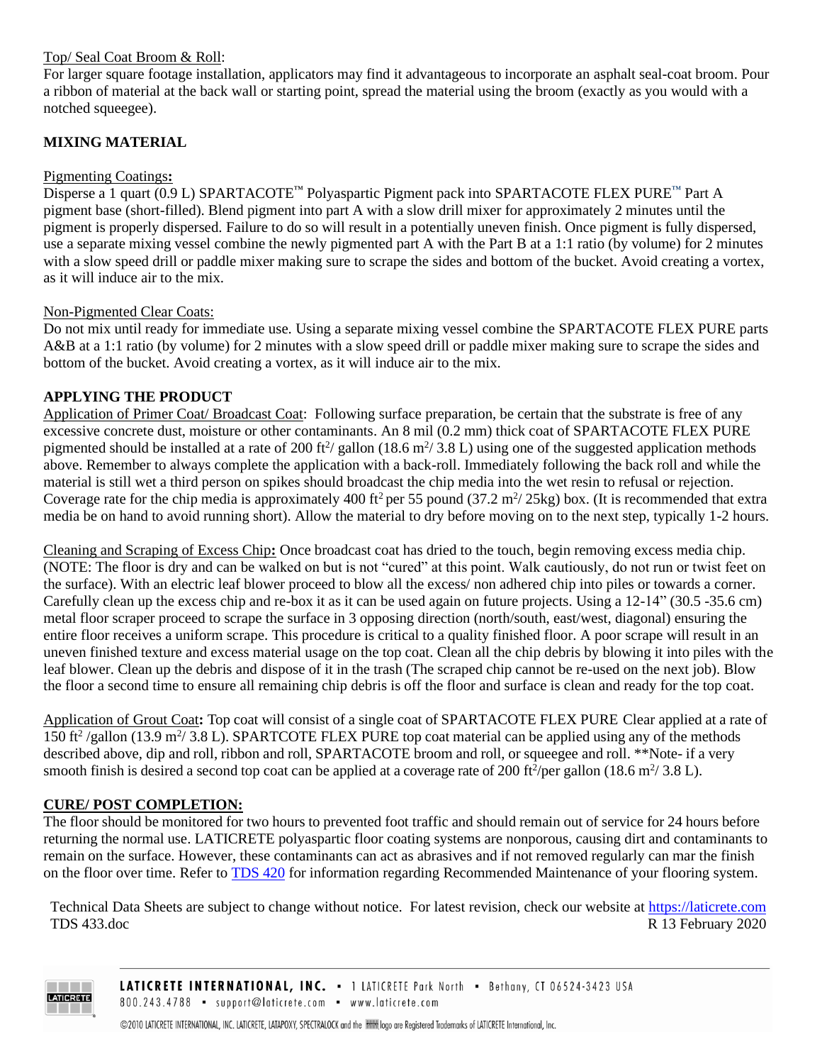Top/ Seal Coat Broom & Roll:
For larger square footage installation, applicators may find it advantageous to incorporate an asphalt seal-coat broom. Pour a ribbon of material at the back wall or starting point, spread the material using the broom (exactly as you would with a notched squeegee).

## MIXING MATERIAL

Pigmenting Coatings**:**
Disperse a 1 quart (0.9 L) SPARTACOTE™ Polyaspartic Pigment pack into SPARTACOTE FLEX PURE™ Part A pigment base (short-filled). Blend pigment into part A with a slow drill mixer for approximately 2 minutes until the pigment is properly dispersed. Failure to do so will result in a potentially uneven finish. Once pigment is fully dispersed, use a separate mixing vessel combine the newly pigmented part A with the Part B at a 1:1 ratio (by volume) for 2 minutes with a slow speed drill or paddle mixer making sure to scrape the sides and bottom of the bucket. Avoid creating a vortex, as it will induce air to the mix.

Non-Pigmented Clear Coats:
Do not mix until ready for immediate use. Using a separate mixing vessel combine the SPARTACOTE FLEX PURE parts A&B at a 1:1 ratio (by volume) for 2 minutes with a slow speed drill or paddle mixer making sure to scrape the sides and bottom of the bucket. Avoid creating a vortex, as it will induce air to the mix.

## APPLYING THE PRODUCT

Application of Primer Coat/ Broadcast Coat: Following surface preparation, be certain that the substrate is free of any excessive concrete dust, moisture or other contaminants. An 8 mil (0.2 mm) thick coat of SPARTACOTE FLEX PURE pigmented should be installed at a rate of 200 $ft^2$/ gallon (18.6 $m^2$/ 3.8 L) using one of the suggested application methods above. Remember to always complete the application with a back-roll. Immediately following the back roll and while the material is still wet a third person on spikes should broadcast the chip media into the wet resin to refusal or rejection. Coverage rate for the chip media is approximately 400 $ft^2$ per 55 pound (37.2 $m^2$/ 25kg) box. (It is recommended that extra media be on hand to avoid running short). Allow the material to dry before moving on to the next step, typically 1-2 hours.

Cleaning and Scraping of Excess Chip**:** Once broadcast coat has dried to the touch, begin removing excess media chip. (NOTE: The floor is dry and can be walked on but is not "cured" at this point. Walk cautiously, do not run or twist feet on the surface). With an electric leaf blower proceed to blow all the excess/ non adhered chip into piles or towards a corner. Carefully clean up the excess chip and re-box it as it can be used again on future projects. Using a 12-14" (30.5 -35.6 cm) metal floor scraper proceed to scrape the surface in 3 opposing direction (north/south, east/west, diagonal) ensuring the entire floor receives a uniform scrape. This procedure is critical to a quality finished floor. A poor scrape will result in an uneven finished texture and excess material usage on the top coat. Clean all the chip debris by blowing it into piles with the leaf blower. Clean up the debris and dispose of it in the trash (The scraped chip cannot be re-used on the next job). Blow the floor a second time to ensure all remaining chip debris is off the floor and surface is clean and ready for the top coat.

Application of Grout Coat**:** Top coat will consist of a single coat of SPARTACOTE FLEX PURE Clear applied at a rate of 150 $ft^2$ /gallon (13.9 $m^2$/ 3.8 L). SPARTCOTE FLEX PURE top coat material can be applied using any of the methods described above, dip and roll, ribbon and roll, SPARTACOTE broom and roll, or squeegee and roll. **Note- if a very smooth finish is desired a second top coat can be applied at a coverage rate of 200 $ft^2$/per gallon (18.6 $m^2$/ 3.8 L).

## CURE/ POST COMPLETION:

The floor should be monitored for two hours to prevented foot traffic and should remain out of service for 24 hours before returning the normal use. LATICRETE polyaspartic floor coating systems are nonporous, causing dirt and contaminants to remain on the surface. However, these contaminants can act as abrasives and if not removed regularly can mar the finish on the floor over time. Refer to TDS 420 for information regarding Recommended Maintenance of your flooring system.

Technical Data Sheets are subject to change without notice. For latest revision, check our website at https://laticrete.com
TDS 433.doc R 13 February 2020

**LATICRETE INTERNATIONAL, INC.** • 1 LATICRETE Park North • Bethany, CT 06524-3423 USA
800.243.4788 • support@laticrete.com • www.laticrete.com

©2010 LATICRETE INTERNATIONAL, INC. LATICRETE, LATAPOXY, SPECTRALOCK and the logo are Registered Trademarks of LATICRETE International, Inc.